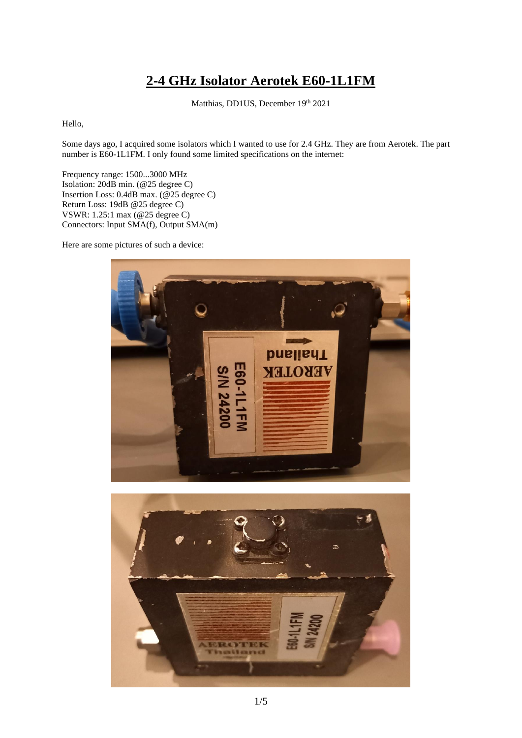# 2-4 GHz Isolator Aerotek E60-1L1FM

Matthias, DD1US, December 19th 2021

Hello,

Some days ago, I acquired some isolators which I wanted to use for 2.4 GHz. They are from Aerotek. The part number is E60-1L1FM. I only found some limited specifications on the internet:

Frequency range: 1500...3000 MHz
Isolation: 20dB min. (@25 degree C)
Insertion Loss: 0.4dB max. (@25 degree C)
Return Loss: 19dB @25 degree C)
VSWR: 1.25:1 max (@25 degree C)
Connectors: Input SMA(f), Output SMA(m)

Here are some pictures of such a device: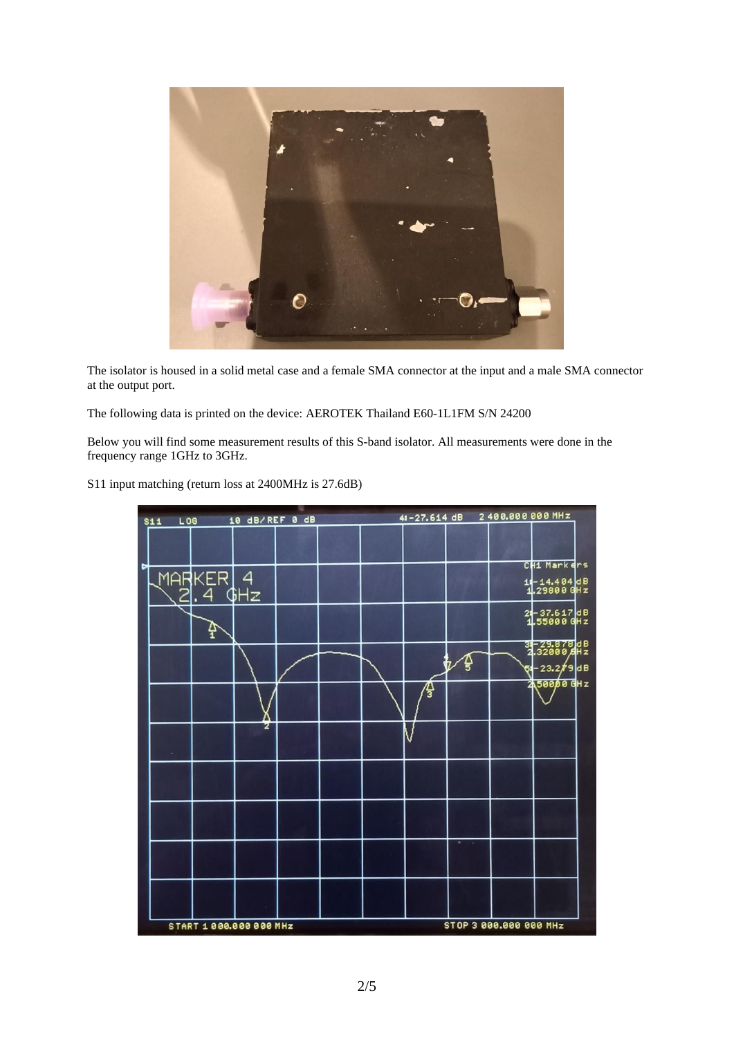The isolator is housed in a solid metal case and a female SMA connector at the input and a male SMA connector at the output port.

The following data is printed on the device: AEROTEK Thailand E60-1L1FM S/N 24200

Below you will find some measurement results of this S-band isolator. All measurements were done in the frequency range 1GHz to 3GHz.

S11 input matching (return loss at 2400MHz is 27.6dB)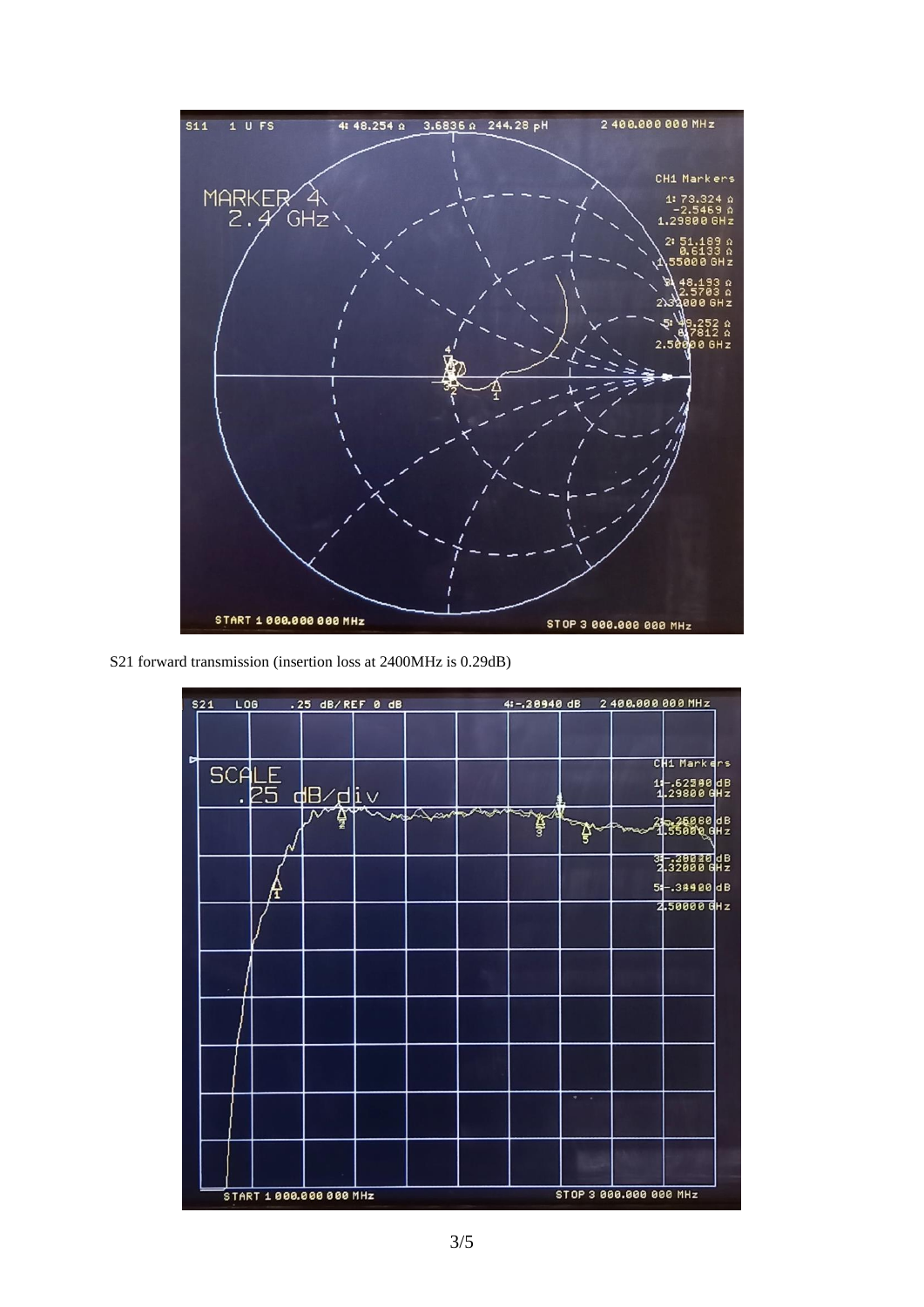S21 forward transmission (insertion loss at 2400MHz is 0.29dB)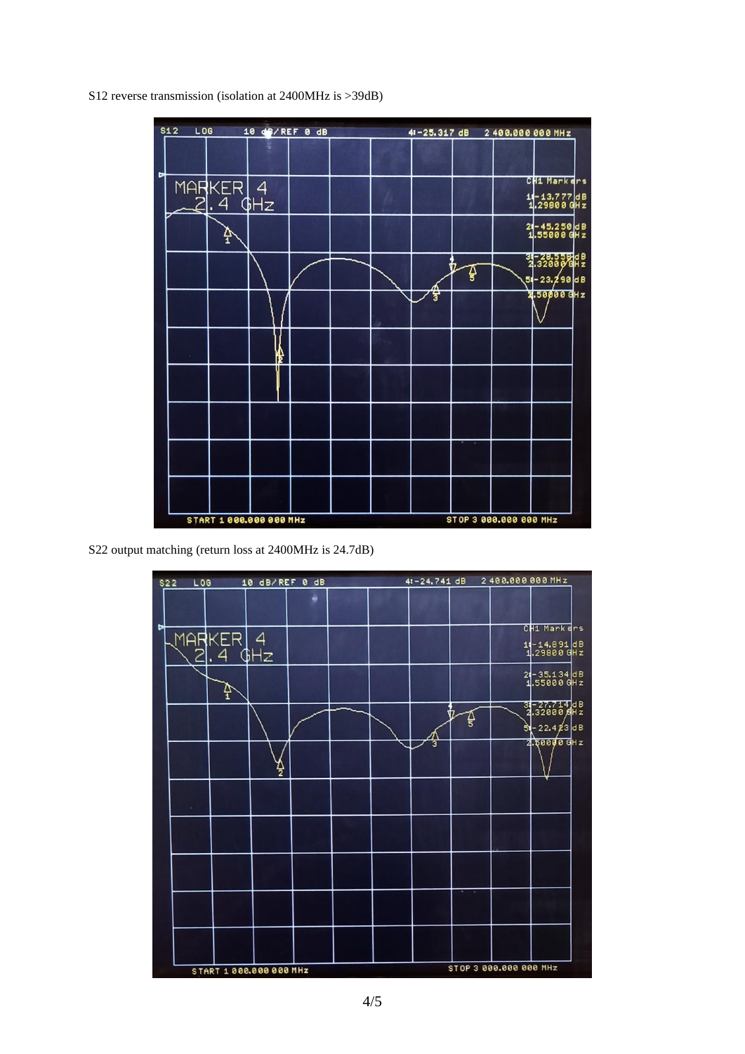S12 reverse transmission (isolation at 2400MHz is >39dB)

S22 output matching (return loss at 2400MHz is 24.7dB)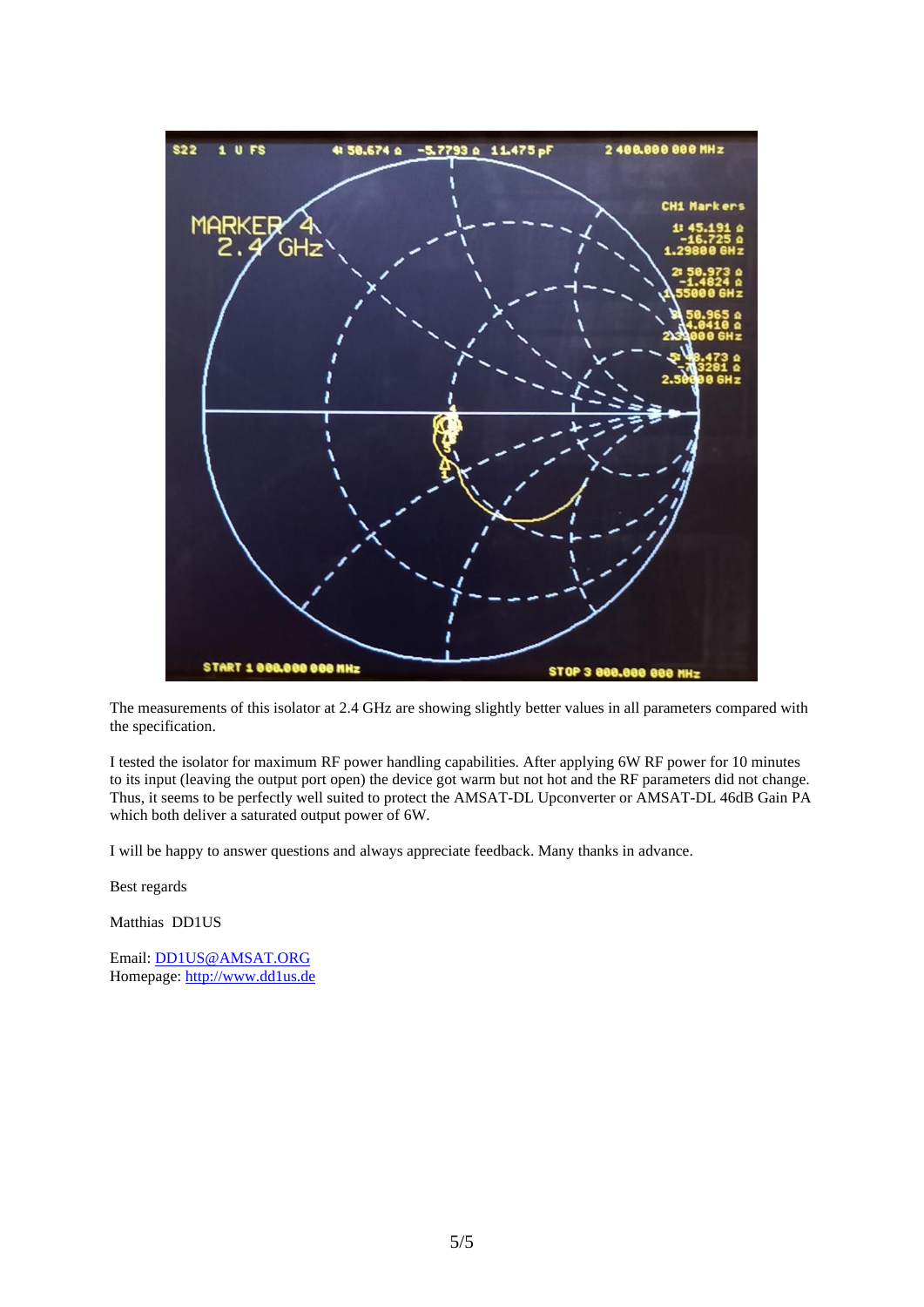S22 1 U FS 4: 50.674 Ω -5.7793 Ω 11.475 pF 2 400.000 000 MHz

MARKER 4
2.4 GHz

CH1 Markers
1: 45.191 Ω
-16.725 Ω
1.29800 GHz
2: 50.973 Ω
-1.4824 Ω
1.55000 GHz
3: 50.965 Ω
4.0410 Ω
2.33000 GHz
5: 48.473 Ω
-7.3281 Ω
2.50000 GHz

START 1 000.000 000 MHz
STOP 3 000.000 000 MHz

The measurements of this isolator at 2.4 GHz are showing slightly better values in all parameters compared with the specification.

I tested the isolator for maximum RF power handling capabilities. After applying 6W RF power for 10 minutes to its input (leaving the output port open) the device got warm but not hot and the RF parameters did not change. Thus, it seems to be perfectly well suited to protect the AMSAT-DL Upconverter or AMSAT-DL 46dB Gain PA which both deliver a saturated output power of 6W.

I will be happy to answer questions and always appreciate feedback. Many thanks in advance.

Best regards

Matthias DD1US

Email: [DD1US@AMSAT.ORG](mailto:DD1US@AMSAT.ORG)
Homepage: [http://www.dd1us.de](http://www.dd1us.de)